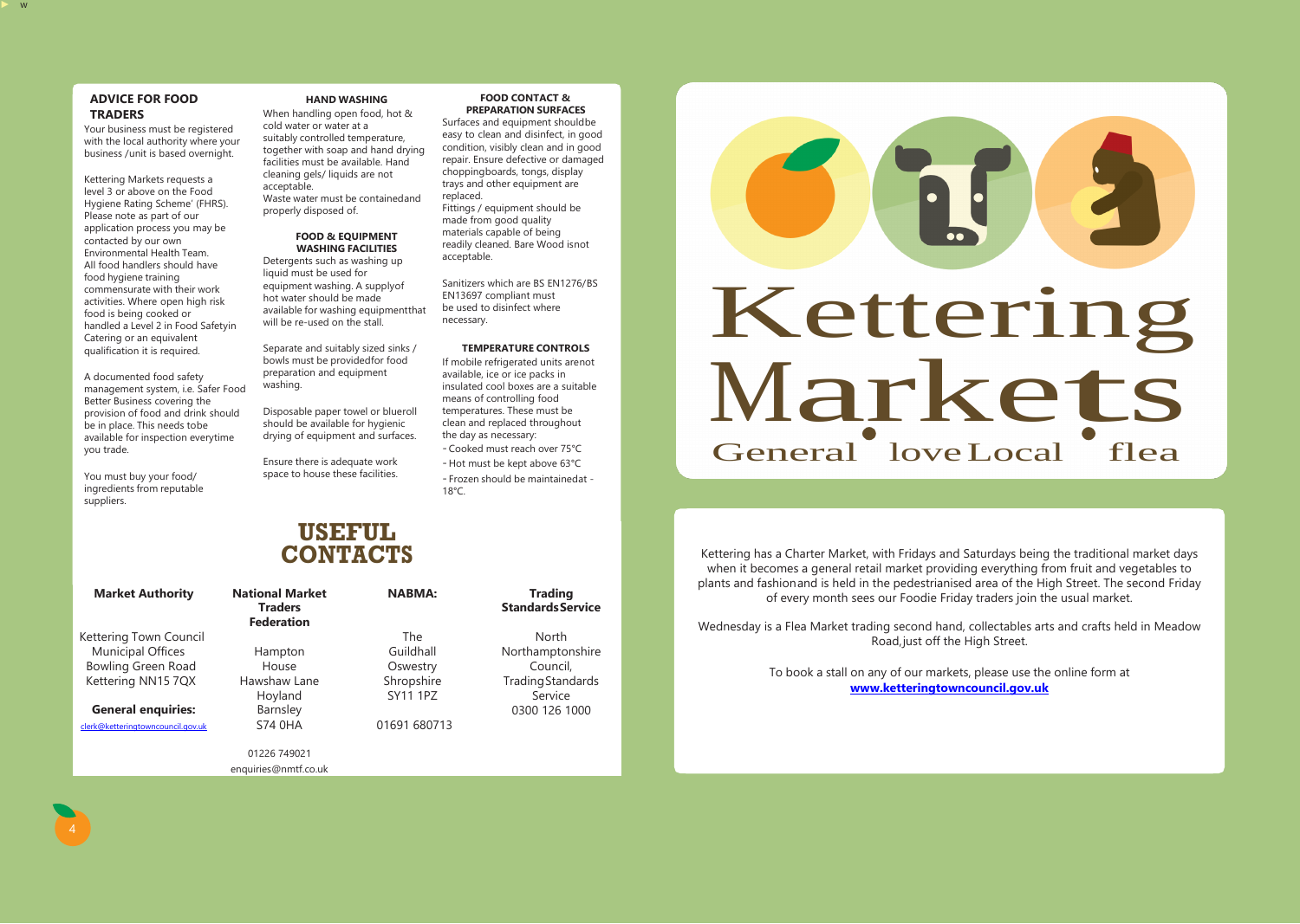## ADVICE FOR FOOD TRADERS

Your business must be registered with the local authority where your business /unit is based overnight.

Kettering Markets requests a level 3 or above on the Food Hygiene Rating Scheme' (FHRS). Please note as part of our application process you may be contacted by our own Environmental Health Team. All food handlers should have food hygiene training commensurate with their work activities. Where open high risk food is being cooked or handled a Level 2 in Food Safetyin Catering or an equivalent qualification it is required.

A documented food safety management system, i.e. Safer Food Better Business covering the provision of food and drink should be in place. This needs tobe available for inspection everytime you trade.

You must buy your food/ ingredients from reputable suppliers.

### HAND WASHING

When handling open food, hot & cold water or water at a suitably controlled temperature, together with soap and hand drying facilities must be available. Hand cleaning gels/ liquids are not acceptable.
Waste water must be containedand properly disposed of.

### FOOD & EQUIPMENT WASHING FACILITIES

Detergents such as washing up liquid must be used for equipment washing. A supplyof hot water should be made available for washing equipmentthat will be re-used on the stall.

Separate and suitably sized sinks / bowls must be providedfor food preparation and equipment washing.

Disposable paper towel or blueroll should be available for hygienic drying of equipment and surfaces.

Ensure there is adequate work space to house these facilities.

### FOOD CONTACT & PREPARATION SURFACES

Surfaces and equipment shouldbe easy to clean and disinfect, in good condition, visibly clean and in good repair. Ensure defective or damaged choppingboards, tongs, display trays and other equipment are replaced.
Fittings / equipment should be made from good quality materials capable of being readily cleaned. Bare Wood isnot acceptable.

Sanitizers which are BS EN1276/BS EN13697 compliant must be used to disinfect where necessary.

### TEMPERATURE CONTROLS

If mobile refrigerated units arenot available, ice or ice packs in insulated cool boxes are a suitable means of controlling food temperatures. These must be clean and replaced throughout the day as necessary:

- Cooked must reach over 75°C
- Hot must be kept above 63°C
- Frozen should be maintainedat -18°C.

## USEFUL CONTACTS

**Market Authority**

Kettering Town Council
Municipal Offices
Bowling Green Road
Kettering NN15 7QX

**General enquiries:**
clerk@ketteringtowncouncil.gov.uk

**National Market Traders Federation**

Hampton House
Hawshaw Lane
Hoyland
Barnsley
S74 0HA

01226 749021
enquiries@nmtf.co.uk

**NABMA:**

The Guildhall
Oswestry
Shropshire
SY11 1PZ

01691 680713

**Trading Standards Service**

North Northamptonshire Council,
Trading Standards Service
0300 126 1000

# Kettering Markets

General • love Local • flea

Kettering has a Charter Market, with Fridays and Saturdays being the traditional market days when it becomes a general retail market providing everything from fruit and vegetables to plants and fashionand is held in the pedestrianised area of the High Street. The second Friday of every month sees our Foodie Friday traders join the usual market.

Wednesday is a Flea Market trading second hand, collectables arts and crafts held in Meadow Road,just off the High Street.

To book a stall on any of our markets, please use the online form at **www.ketteringtowncouncil.gov.uk**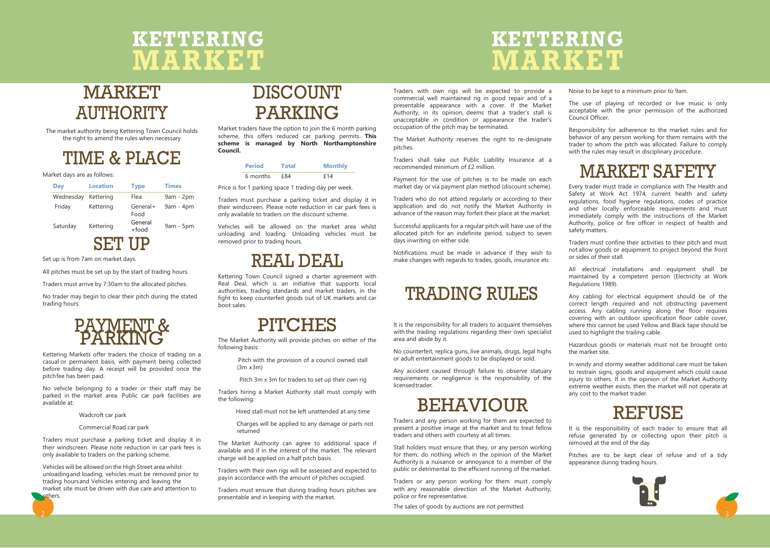# KETTERING MARKET

## MARKET AUTHORITY

The market authority being Kettering Town Council holds the right to amend the rules when necessary

## TIME & PLACE

Market days are as follows:

| Day | Location | Type | Times |
|---|---|---|---|
| Wednesday | Kettering | Flea | 9am - 2pm |
| Friday | Kettering | General+ Food | 9am - 4pm |
| Saturday | Kettering | General +food | 9am - 5pm |

## SET UP

Set up is from 7am on market days.

All pitches must be set up by the start of trading hours.

Traders must arrive by 7:30am to the allocated pitches.

No trader may begin to clear their pitch during the stated trading hours.

## PAYMENT & PARKING

Kettering Markets offer traders the choice of trading on a casual or permanent basis, with payment being collected before trading day. A receipt will be provided once the pitchfee has been paid.

No vehicle belonging to a trader or their staff may be parked in the market area. Public car park facilities are available at:

Wadcroft car park

Commercial Road car park

Traders must purchase a parking ticket and display it in their windscreen. Please note reduction in car park fees is only available to traders on the parking scheme.

Vehicles will be allowed on the High Street area whilst unloadingand loading, vehicles must be removed prior to trading hoursand Vehicles entering and leaving the market site must be driven with due care and attention to others.

## DISCOUNT PARKING

Market traders have the option to join the 6 month parking scheme, this offers reduced car parking permits. **This scheme is managed by North Northamptonshire Council.**

| Period | Total | Monthly |
|---|---|---|
| 6 months | £84 | £14 |

Price is for 1 parking space 1 trading day per week.

Traders must purchase a parking ticket and display it in their windscreen. Please note reduction in car park fees is only available to traders on the discount scheme.

Vehicles will be allowed on the market area whilst unloading and loading. Unloading vehicles must be removed prior to trading hours.

## REAL DEAL

Kettering Town Council signed a charter agreement with Real Deal, which is an initiative that supports local authorities, trading standards and market traders, in the fight to keep counterfeit goods out of UK markets and car boot sales.

## PITCHES

The Market Authority will provide pitches on either of the following basis:

Pitch with the provision of a council owned stall (3m x3m)

Pitch 3m x 3m for traders to set up their own rig

Traders hiring a Market Authority stall must comply with the following:

Hired stall must not be left unattended at any time

Charges will be applied to any damage or parts not returned

The Market Authority can agree to additional space if available and if in the interest of the market. The relevant charge will be applied on a half pitch basis.

Traders with their own rigs will be assessed and expected to payin accordance with the amount of pitches occupied.

Traders must ensure that during trading hours pitches are presentable and in keeping with the market.

Traders with own rigs will be expected to provide a commercial, well maintained rig in good repair and of a presentable appearance with a cover. If the Market Authority, in its opinion, deems that a trader's stall is unacceptable in condition or appearance the trader's occupation of the pitch may be terminated.

The Market Authority reserves the right to re-designate pitches.

Traders shall take out Public Liability Insurance at a recommended minimum of £2 million.

Payment for the use of pitches is to be made on each market day or via payment plan method (discount scheme).

Traders who do not attend regularly or according to their application and do not notify the Market Authority in advance of the reason may forfeit their place at the market.

Successful applicants for a regular pitch will have use of the allocated pitch for an indefinite period, subject to seven days inwriting on either side.

Notifications must be made in advance if they wish to make changes with regards to trades, goods, insurance etc

## TRADING RULES

It is the responsibility for all traders to acquaint themselves with the trading regulations regarding their own specialist area and abide by it.

No counterfeit, replica guns, live animals, drugs, legal highs or adult entertainment goods to be displayed or sold.

Any accident caused through failure to observe statuary requirements or negligence is the responsibility of the licensedtrader.

## BEHAVIOUR

Traders and any person working for them are expected to present a positive image at the market and to treat fellow traders and others with courtesy at all times.

Stall holders must ensure that they, or any person working for them, do nothing which in the opinion of the Market Authority is a nuisance or annoyance to a member of the public or detrimental to the efficient running of the market.

Traders or any person working for them must comply with any reasonable direction of the Market Authority, police or fire representative.

The sales of goods by auctions are not permitted.

Noise to be kept to a minimum prior to 9am.

The use of playing of recorded or live music is only acceptable with the prior permission of the authorized Council Officer.

Responsibility for adherence to the market rules and for behavior of any person working for them remains with the trader to whom the pitch was allocated. Failure to comply with the rules may result in disciplinary procedure.

## MARKET SAFETY

Every trader must trade in compliance with The Health and Safety at Work Act 1974, current health and safety regulations, food hygiene regulations, codes of practice and other locally enforceable requirements and must immediately comply with the instructions of the Market Authority, police or fire officer in respect of health and safety matters.

Traders must confine their activities to their pitch and must notallow goods or equipment to project beyond the front or sides of their stall.

All electrical installations and equipment shall be maintained by a competent person (Electricity at Work Regulations 1989).

Any cabling for electrical equipment should be of the correct length required and not obstructing pavement access. Any cabling running along the floor requires covering with an outdoor specification floor cable cover, where this cannot be used Yellow and Black tape should be used to highlight the trailing cable.

Hazardous goods or materials must not be brought onto the market site.

In windy and stormy weather additional care must be taken to restrain signs, goods and equipment which could cause injury to others. If in the opinion of the Market Authority extreme weather exists, then the market will not operate at any cost to the market trader.

## REFUSE

It is the responsibility of each trader to ensure that all refuse generated by or collecting upon their pitch is removed at the end of the day.

Pitches are to be kept clear of refuse and of a tidy appearance during trading hours.